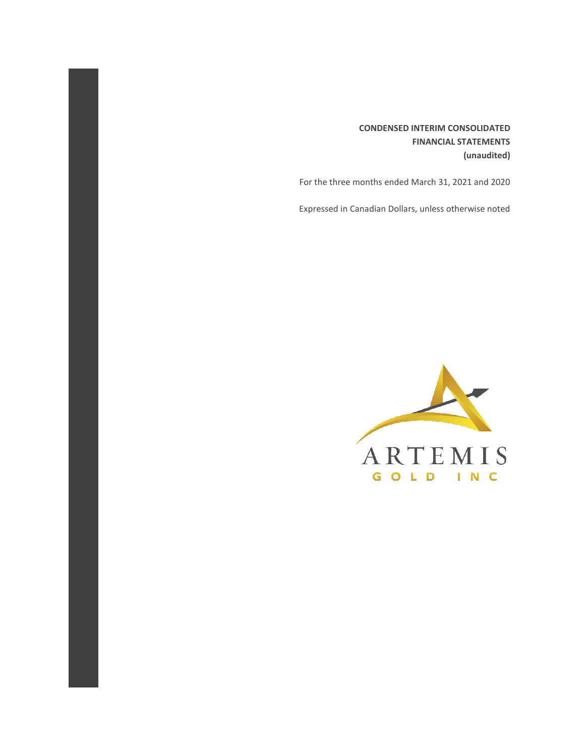# CONDENSED INTERIM CONSOLIDATED FINANCIAL STATEMENTS (unaudited)

For the three months ended March 31, 2021 and 2020

Expressed in Canadian Dollars, unless otherwise noted

ARTEMIS

GOLD INC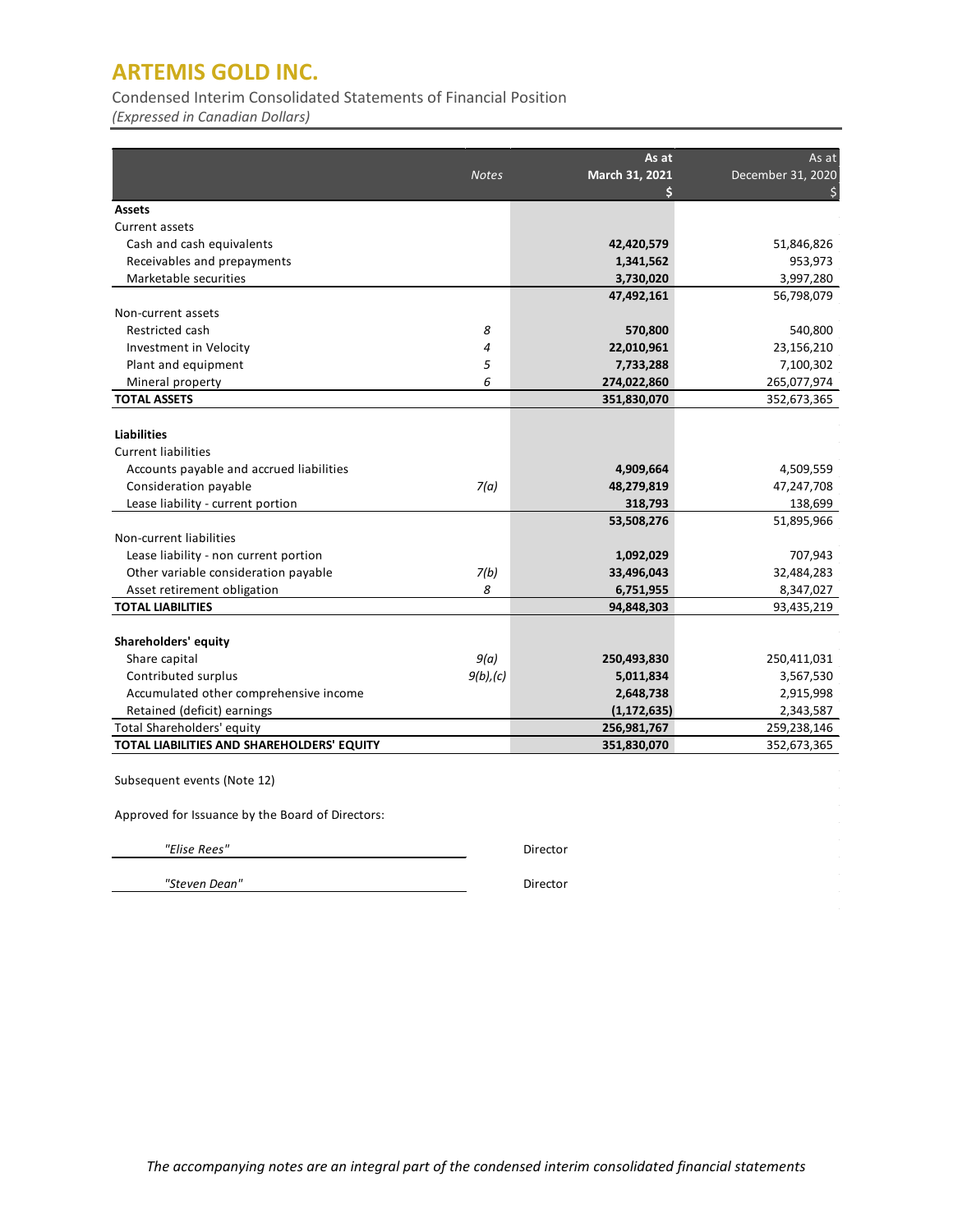# ARTEMIS GOLD INC.

Condensed Interim Consolidated Statements of Financial Position

*(Expressed in Canadian Dollars)*

| | *Notes* | As at March 31, 2021 $ | As at December 31, 2020 $ |
|---|---|---|---|
| **Assets** | | | |
| Current assets | | | |
| Cash and cash equivalents | | **42,420,579** | 51,846,826 |
| Receivables and prepayments | | **1,341,562** | 953,973 |
| Marketable securities | | **3,730,020** | 3,997,280 |
| | | **47,492,161** | 56,798,079 |
| Non-current assets | | | |
| Restricted cash | *8* | **570,800** | 540,800 |
| Investment in Velocity | *4* | **22,010,961** | 23,156,210 |
| Plant and equipment | *5* | **7,733,288** | 7,100,302 |
| Mineral property | *6* | **274,022,860** | 265,077,974 |
| **TOTAL ASSETS** | | **351,830,070** | 352,673,365 |
| | | | |
| **Liabilities** | | | |
| Current liabilities | | | |
| Accounts payable and accrued liabilities | | **4,909,664** | 4,509,559 |
| Consideration payable | *7(a)* | **48,279,819** | 47,247,708 |
| Lease liability - current portion | | **318,793** | 138,699 |
| | | **53,508,276** | 51,895,966 |
| Non-current liabilities | | | |
| Lease liability - non current portion | | **1,092,029** | 707,943 |
| Other variable consideration payable | *7(b)* | **33,496,043** | 32,484,283 |
| Asset retirement obligation | *8* | **6,751,955** | 8,347,027 |
| **TOTAL LIABILITIES** | | **94,848,303** | 93,435,219 |
| | | | |
| **Shareholders' equity** | | | |
| Share capital | *9(a)* | **250,493,830** | 250,411,031 |
| Contributed surplus | *9(b),(c)* | **5,011,834** | 3,567,530 |
| Accumulated other comprehensive income | | **2,648,738** | 2,915,998 |
| Retained (deficit) earnings | | **(1,172,635)** | 2,343,587 |
| Total Shareholders' equity | | **256,981,767** | 259,238,146 |
| **TOTAL LIABILITIES AND SHAREHOLDERS' EQUITY** | | **351,830,070** | 352,673,365 |

Subsequent events (Note 12)

Approved for Issuance by the Board of Directors:

*"Elise Rees"* Director

*"Steven Dean"* Director

*The accompanying notes are an integral part of the condensed interim consolidated financial statements*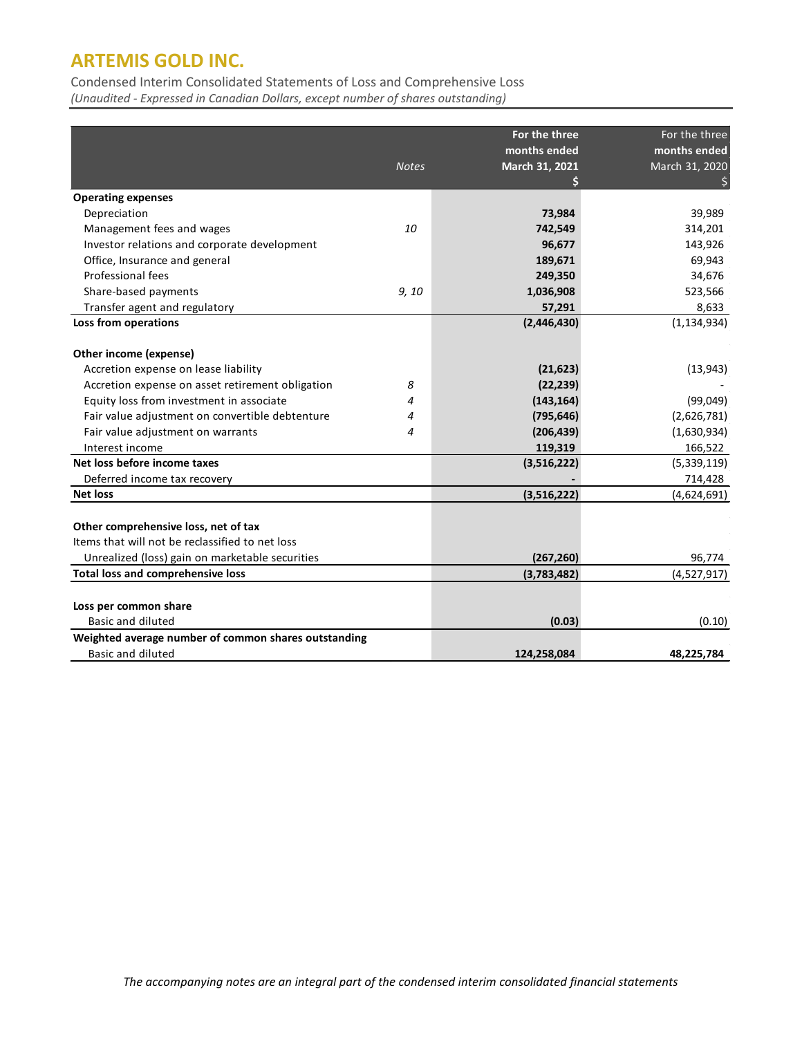# ARTEMIS GOLD INC.

Condensed Interim Consolidated Statements of Loss and Comprehensive Loss
*(Unaudited - Expressed in Canadian Dollars, except number of shares outstanding)*

| | *Notes* | **For the three months ended March 31, 2021 $** | For the three months ended March 31, 2020 $ |
|---|---|---|---|
| **Operating expenses** | | | |
| Depreciation | | **73,984** | 39,989 |
| Management fees and wages | *10* | **742,549** | 314,201 |
| Investor relations and corporate development | | **96,677** | 143,926 |
| Office, Insurance and general | | **189,671** | 69,943 |
| Professional fees | | **249,350** | 34,676 |
| Share-based payments | *9, 10* | **1,036,908** | 523,566 |
| Transfer agent and regulatory | | **57,291** | 8,633 |
| **Loss from operations** | | **(2,446,430)** | (1,134,934) |
| | | | |
| **Other income (expense)** | | | |
| Accretion expense on lease liability | | **(21,623)** | (13,943) |
| Accretion expense on asset retirement obligation | *8* | **(22,239)** | - |
| Equity loss from investment in associate | *4* | **(143,164)** | (99,049) |
| Fair value adjustment on convertible debtenture | *4* | **(795,646)** | (2,626,781) |
| Fair value adjustment on warrants | *4* | **(206,439)** | (1,630,934) |
| Interest income | | **119,319** | 166,522 |
| **Net loss before income taxes** | | **(3,516,222)** | (5,339,119) |
| Deferred income tax recovery | | **-** | 714,428 |
| **Net loss** | | **(3,516,222)** | (4,624,691) |
| | | | |
| **Other comprehensive loss, net of tax** | | | |
| Items that will not be reclassified to net loss | | | |
| Unrealized (loss) gain on marketable securities | | **(267,260)** | 96,774 |
| **Total loss and comprehensive loss** | | **(3,783,482)** | (4,527,917) |
| | | | |
| **Loss per common share** | | | |
| Basic and diluted | | **(0.03)** | (0.10) |
| **Weighted average number of common shares outstanding** | | | |
| Basic and diluted | | **124,258,084** | **48,225,784** |

*The accompanying notes are an integral part of the condensed interim consolidated financial statements*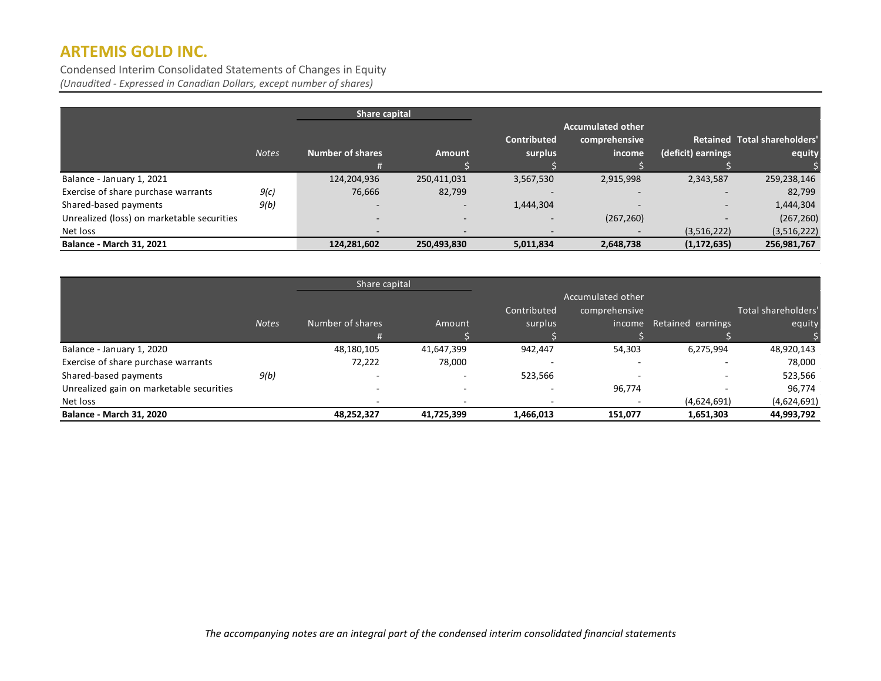# ARTEMIS GOLD INC.

Condensed Interim Consolidated Statements of Changes in Equity

*(Unaudited - Expressed in Canadian Dollars, except number of shares)*

| | | Share capital | | | | | |
|---|---|---|---|---|---|---|---|
| | *Notes* | **Number of shares** | **Amount** | **Contributed surplus** | **Accumulated other comprehensive income** | **Retained (deficit) earnings** | **Total shareholders' equity** |
| | | # | $ | $ | $ | $ | $ |
| Balance - January 1, 2021 | | 124,204,936 | 250,411,031 | 3,567,530 | 2,915,998 | 2,343,587 | 259,238,146 |
| Exercise of share purchase warrants | *9(c)* | 76,666 | 82,799 | - | - | - | 82,799 |
| Shared-based payments | *9(b)* | - | - | 1,444,304 | - | - | 1,444,304 |
| Unrealized (loss) on marketable securities | | - | - | - | (267,260) | - | (267,260) |
| Net loss | | - | - | - | - | (3,516,222) | (3,516,222) |
| **Balance - March 31, 2021** | | **124,281,602** | **250,493,830** | **5,011,834** | **2,648,738** | **(1,172,635)** | **256,981,767** |

| | | Share capital | | | | | |
|---|---|---|---|---|---|---|---|
| | *Notes* | Number of shares | Amount | Contributed surplus | Accumulated other comprehensive income | Retained earnings | Total shareholders' equity |
| | | # | $ | $ | $ | $ | $ |
| Balance - January 1, 2020 | | 48,180,105 | 41,647,399 | 942,447 | 54,303 | 6,275,994 | 48,920,143 |
| Exercise of share purchase warrants | | 72,222 | 78,000 | - | - | - | 78,000 |
| Shared-based payments | *9(b)* | - | - | 523,566 | - | - | 523,566 |
| Unrealized gain on marketable securities | | - | - | - | 96,774 | - | 96,774 |
| Net loss | | - | - | - | - | (4,624,691) | (4,624,691) |
| **Balance - March 31, 2020** | | **48,252,327** | **41,725,399** | **1,466,013** | **151,077** | **1,651,303** | **44,993,792** |

*The accompanying notes are an integral part of the condensed interim consolidated financial statements*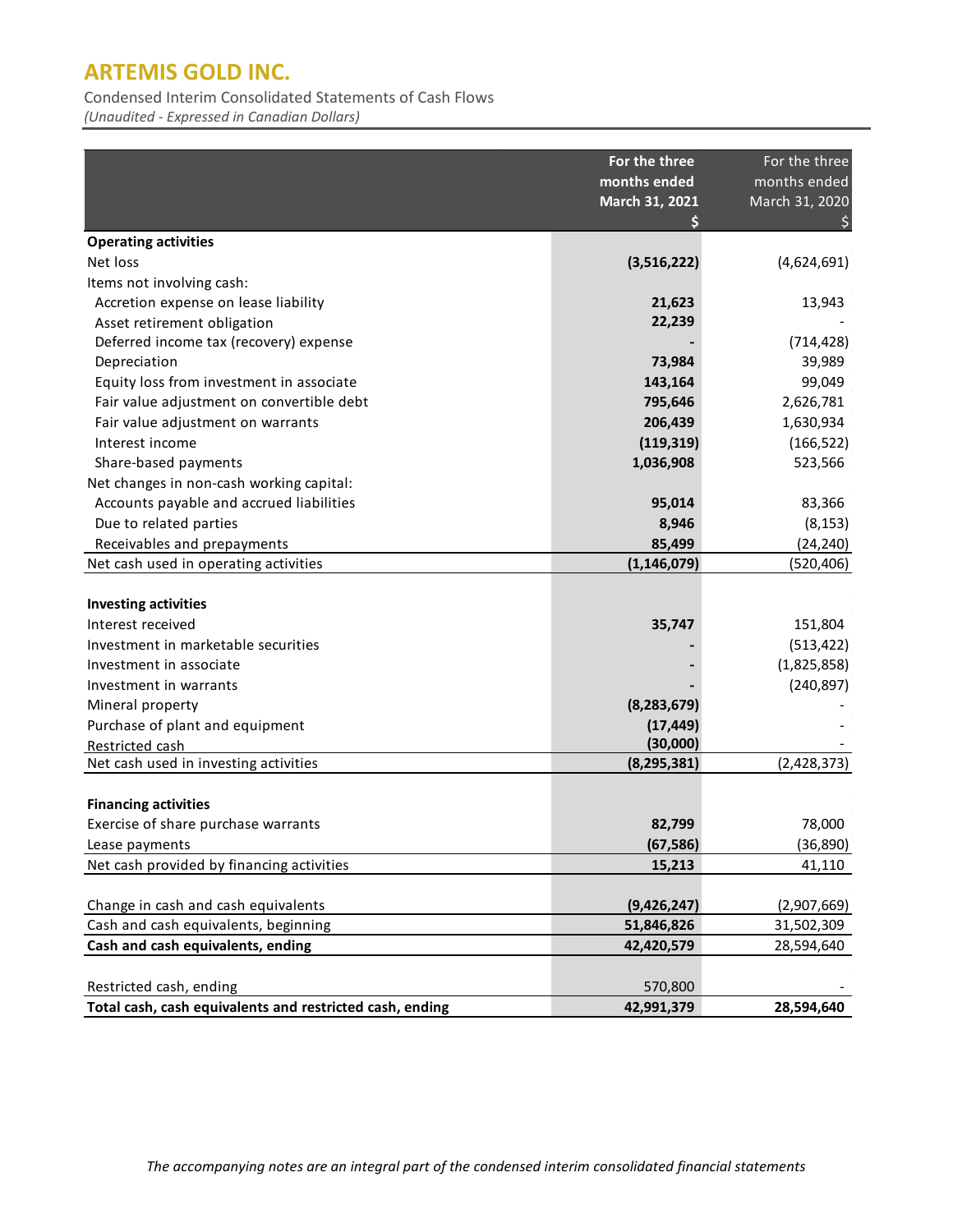# ARTEMIS GOLD INC.

Condensed Interim Consolidated Statements of Cash Flows

*(Unaudited - Expressed in Canadian Dollars)*

| | For the three months ended March 31, 2021 $ | For the three months ended March 31, 2020 $ |
|---|---|---|
| **Operating activities** | | |
| Net loss | **(3,516,222)** | (4,624,691) |
| Items not involving cash: | | |
| Accretion expense on lease liability | **21,623** | 13,943 |
| Asset retirement obligation | **22,239** | - |
| Deferred income tax (recovery) expense | **-** | (714,428) |
| Depreciation | **73,984** | 39,989 |
| Equity loss from investment in associate | **143,164** | 99,049 |
| Fair value adjustment on convertible debt | **795,646** | 2,626,781 |
| Fair value adjustment on warrants | **206,439** | 1,630,934 |
| Interest income | **(119,319)** | (166,522) |
| Share-based payments | **1,036,908** | 523,566 |
| Net changes in non-cash working capital: | | |
| Accounts payable and accrued liabilities | **95,014** | 83,366 |
| Due to related parties | **8,946** | (8,153) |
| Receivables and prepayments | **85,499** | (24,240) |
| Net cash used in operating activities | **(1,146,079)** | (520,406) |
| | | |
| **Investing activities** | | |
| Interest received | **35,747** | 151,804 |
| Investment in marketable securities | **-** | (513,422) |
| Investment in associate | **-** | (1,825,858) |
| Investment in warrants | **-** | (240,897) |
| Mineral property | **(8,283,679)** | - |
| Purchase of plant and equipment | **(17,449)** | - |
| Restricted cash | **(30,000)** | - |
| Net cash used in investing activities | **(8,295,381)** | (2,428,373) |
| | | |
| **Financing activities** | | |
| Exercise of share purchase warrants | **82,799** | 78,000 |
| Lease payments | **(67,586)** | (36,890) |
| Net cash provided by financing activities | **15,213** | 41,110 |
| | | |
| Change in cash and cash equivalents | **(9,426,247)** | (2,907,669) |
| Cash and cash equivalents, beginning | **51,846,826** | 31,502,309 |
| **Cash and cash equivalents, ending** | **42,420,579** | 28,594,640 |
| | | |
| Restricted cash, ending | 570,800 | - |
| **Total cash, cash equivalents and restricted cash, ending** | **42,991,379** | **28,594,640** |

*The accompanying notes are an integral part of the condensed interim consolidated financial statements*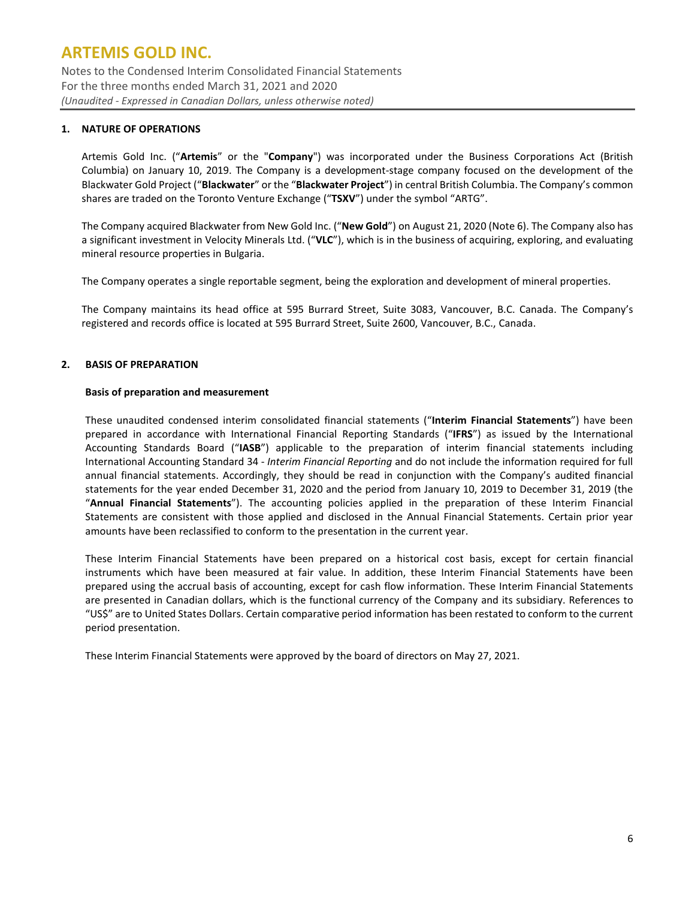## 1. NATURE OF OPERATIONS

Artemis Gold Inc. ("**Artemis**" or the "**Company**") was incorporated under the Business Corporations Act (British Columbia) on January 10, 2019. The Company is a development-stage company focused on the development of the Blackwater Gold Project ("**Blackwater**" or the "**Blackwater Project**") in central British Columbia. The Company's common shares are traded on the Toronto Venture Exchange ("**TSXV**") under the symbol "ARTG".

The Company acquired Blackwater from New Gold Inc. ("**New Gold**") on August 21, 2020 (Note 6). The Company also has a significant investment in Velocity Minerals Ltd. ("**VLC**"), which is in the business of acquiring, exploring, and evaluating mineral resource properties in Bulgaria.

The Company operates a single reportable segment, being the exploration and development of mineral properties.

The Company maintains its head office at 595 Burrard Street, Suite 3083, Vancouver, B.C. Canada. The Company's registered and records office is located at 595 Burrard Street, Suite 2600, Vancouver, B.C., Canada.

## 2. BASIS OF PREPARATION

### Basis of preparation and measurement

These unaudited condensed interim consolidated financial statements ("**Interim Financial Statements**") have been prepared in accordance with International Financial Reporting Standards ("**IFRS**") as issued by the International Accounting Standards Board ("**IASB**") applicable to the preparation of interim financial statements including International Accounting Standard 34 - *Interim Financial Reporting* and do not include the information required for full annual financial statements. Accordingly, they should be read in conjunction with the Company's audited financial statements for the year ended December 31, 2020 and the period from January 10, 2019 to December 31, 2019 (the "**Annual Financial Statements**"). The accounting policies applied in the preparation of these Interim Financial Statements are consistent with those applied and disclosed in the Annual Financial Statements. Certain prior year amounts have been reclassified to conform to the presentation in the current year.

These Interim Financial Statements have been prepared on a historical cost basis, except for certain financial instruments which have been measured at fair value. In addition, these Interim Financial Statements have been prepared using the accrual basis of accounting, except for cash flow information. These Interim Financial Statements are presented in Canadian dollars, which is the functional currency of the Company and its subsidiary. References to "US$" are to United States Dollars. Certain comparative period information has been restated to conform to the current period presentation.

These Interim Financial Statements were approved by the board of directors on May 27, 2021.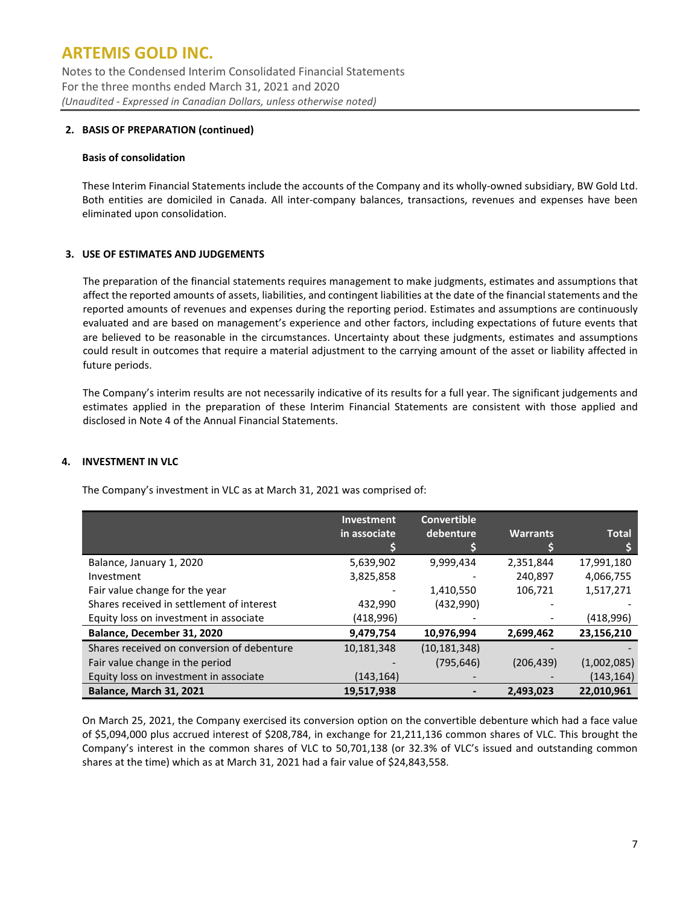## 2. BASIS OF PREPARATION (continued)

### Basis of consolidation

These Interim Financial Statements include the accounts of the Company and its wholly-owned subsidiary, BW Gold Ltd. Both entities are domiciled in Canada. All inter-company balances, transactions, revenues and expenses have been eliminated upon consolidation.

## 3. USE OF ESTIMATES AND JUDGEMENTS

The preparation of the financial statements requires management to make judgments, estimates and assumptions that affect the reported amounts of assets, liabilities, and contingent liabilities at the date of the financial statements and the reported amounts of revenues and expenses during the reporting period. Estimates and assumptions are continuously evaluated and are based on management's experience and other factors, including expectations of future events that are believed to be reasonable in the circumstances. Uncertainty about these judgments, estimates and assumptions could result in outcomes that require a material adjustment to the carrying amount of the asset or liability affected in future periods.

The Company's interim results are not necessarily indicative of its results for a full year. The significant judgements and estimates applied in the preparation of these Interim Financial Statements are consistent with those applied and disclosed in Note 4 of the Annual Financial Statements.

## 4. INVESTMENT IN VLC

The Company's investment in VLC as at March 31, 2021 was comprised of:

| | Investment in associate $ | Convertible debenture $ | Warrants $ | Total $ |
|---|---|---|---|---|
| Balance, January 1, 2020 | 5,639,902 | 9,999,434 | 2,351,844 | 17,991,180 |
| Investment | 3,825,858 | - | 240,897 | 4,066,755 |
| Fair value change for the year | - | 1,410,550 | 106,721 | 1,517,271 |
| Shares received in settlement of interest | 432,990 | (432,990) | - | - |
| Equity loss on investment in associate | (418,996) | - | - | (418,996) |
| **Balance, December 31, 2020** | **9,479,754** | **10,976,994** | **2,699,462** | **23,156,210** |
| Shares received on conversion of debenture | 10,181,348 | (10,181,348) | - | - |
| Fair value change in the period | - | (795,646) | (206,439) | (1,002,085) |
| Equity loss on investment in associate | (143,164) | - | - | (143,164) |
| **Balance, March 31, 2021** | **19,517,938** | **-** | **2,493,023** | **22,010,961** |

On March 25, 2021, the Company exercised its conversion option on the convertible debenture which had a face value of $5,094,000 plus accrued interest of $208,784, in exchange for 21,211,136 common shares of VLC. This brought the Company's interest in the common shares of VLC to 50,701,138 (or 32.3% of VLC's issued and outstanding common shares at the time) which as at March 31, 2021 had a fair value of $24,843,558.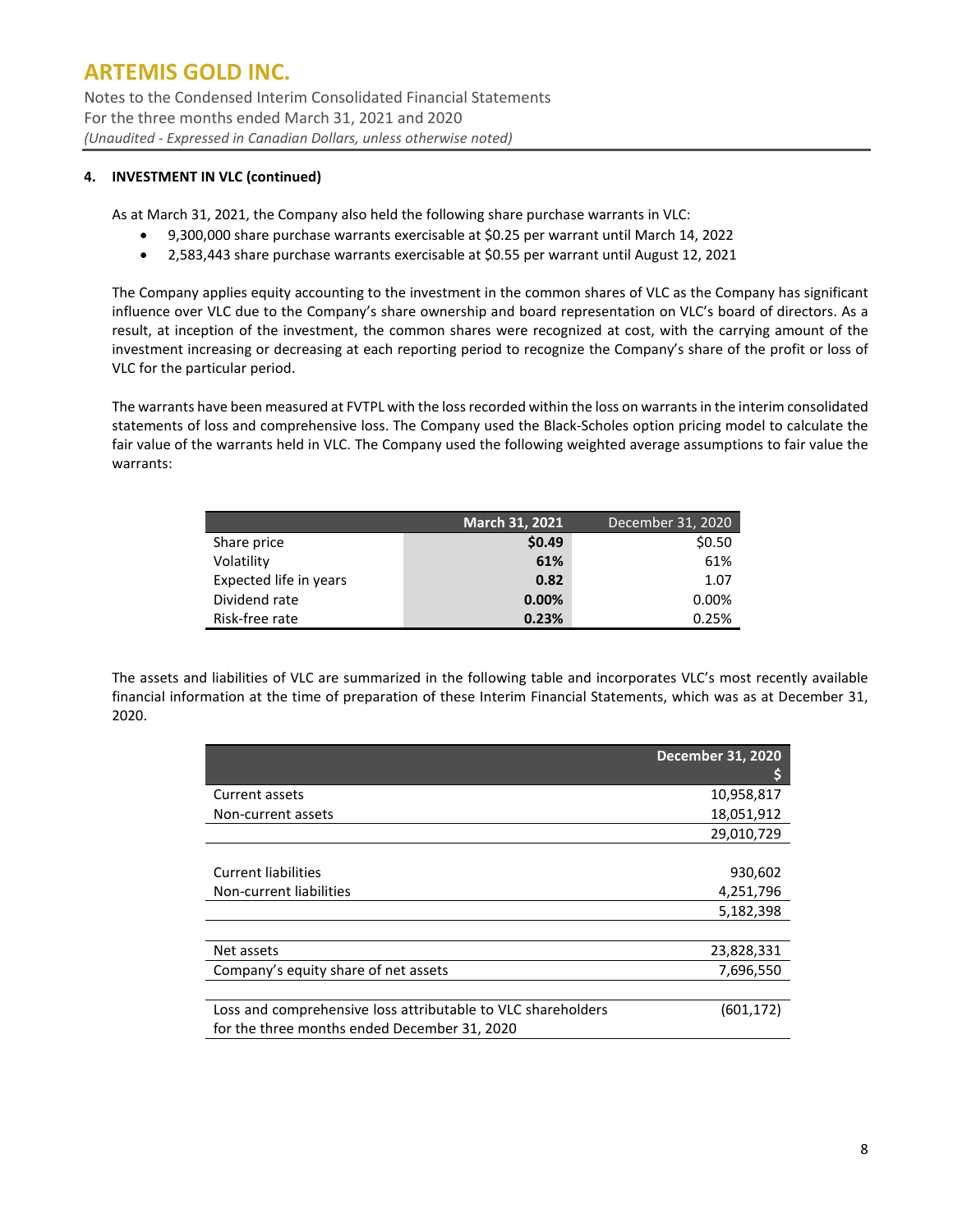### 4. INVESTMENT IN VLC (continued)

As at March 31, 2021, the Company also held the following share purchase warrants in VLC:

- 9,300,000 share purchase warrants exercisable at $0.25 per warrant until March 14, 2022
- 2,583,443 share purchase warrants exercisable at $0.55 per warrant until August 12, 2021

The Company applies equity accounting to the investment in the common shares of VLC as the Company has significant influence over VLC due to the Company's share ownership and board representation on VLC's board of directors. As a result, at inception of the investment, the common shares were recognized at cost, with the carrying amount of the investment increasing or decreasing at each reporting period to recognize the Company's share of the profit or loss of VLC for the particular period.

The warrants have been measured at FVTPL with the loss recorded within the loss on warrants in the interim consolidated statements of loss and comprehensive loss. The Company used the Black-Scholes option pricing model to calculate the fair value of the warrants held in VLC. The Company used the following weighted average assumptions to fair value the warrants:

| | **March 31, 2021** | December 31, 2020 |
|---|---|---|
| Share price | **$0.49** | $0.50 |
| Volatility | **61%** | 61% |
| Expected life in years | **0.82** | 1.07 |
| Dividend rate | **0.00%** | 0.00% |
| Risk-free rate | **0.23%** | 0.25% |

The assets and liabilities of VLC are summarized in the following table and incorporates VLC's most recently available financial information at the time of preparation of these Interim Financial Statements, which was as at December 31, 2020.

| | **December 31, 2020 $** |
|---|---|
| Current assets | 10,958,817 |
| Non-current assets | 18,051,912 |
| | 29,010,729 |
| Current liabilities | 930,602 |
| Non-current liabilities | 4,251,796 |
| | 5,182,398 |
| Net assets | 23,828,331 |
| Company's equity share of net assets | 7,696,550 |
| Loss and comprehensive loss attributable to VLC shareholders for the three months ended December 31, 2020 | (601,172) |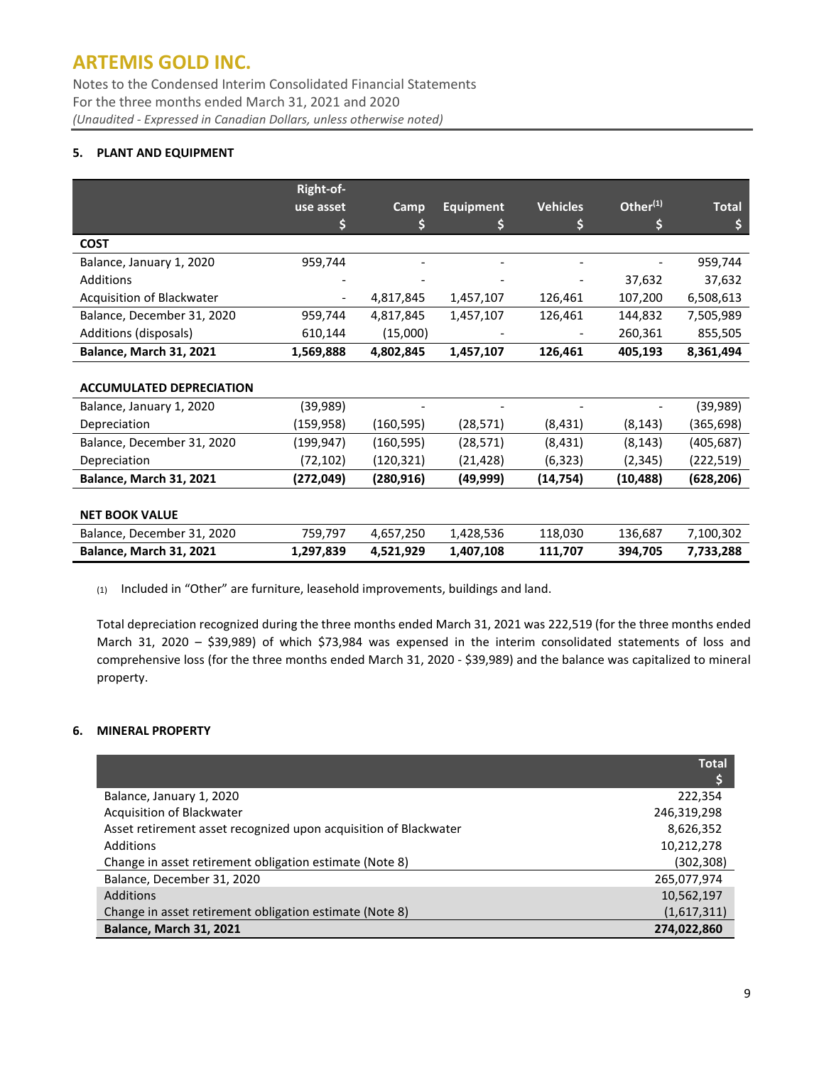## 5. PLANT AND EQUIPMENT

| | Right-of-use asset<br>$ | Camp<br>$ | Equipment<br>$ | Vehicles<br>$ | Other[(1)]<br>$ | Total<br>$ |
|---|---|---|---|---|---|---|
| **COST** | | | | | | |
| Balance, January 1, 2020 | 959,744 | - | - | - | - | 959,744 |
| Additions | - | - | - | - | 37,632 | 37,632 |
| Acquisition of Blackwater | - | 4,817,845 | 1,457,107 | 126,461 | 107,200 | 6,508,613 |
| Balance, December 31, 2020 | 959,744 | 4,817,845 | 1,457,107 | 126,461 | 144,832 | 7,505,989 |
| Additions (disposals) | 610,144 | (15,000) | - | - | 260,361 | 855,505 |
| **Balance, March 31, 2021** | **1,569,888** | **4,802,845** | **1,457,107** | **126,461** | **405,193** | **8,361,494** |
| | | | | | | |
| **ACCUMULATED DEPRECIATION** | | | | | | |
| Balance, January 1, 2020 | (39,989) | - | - | - | - | (39,989) |
| Depreciation | (159,958) | (160,595) | (28,571) | (8,431) | (8,143) | (365,698) |
| Balance, December 31, 2020 | (199,947) | (160,595) | (28,571) | (8,431) | (8,143) | (405,687) |
| Depreciation | (72,102) | (120,321) | (21,428) | (6,323) | (2,345) | (222,519) |
| **Balance, March 31, 2021** | **(272,049)** | **(280,916)** | **(49,999)** | **(14,754)** | **(10,488)** | **(628,206)** |
| | | | | | | |
| **NET BOOK VALUE** | | | | | | |
| Balance, December 31, 2020 | 759,797 | 4,657,250 | 1,428,536 | 118,030 | 136,687 | 7,100,302 |
| **Balance, March 31, 2021** | **1,297,839** | **4,521,929** | **1,407,108** | **111,707** | **394,705** | **7,733,288** |

(1) Included in "Other" are furniture, leasehold improvements, buildings and land.

Total depreciation recognized during the three months ended March 31, 2021 was 222,519 (for the three months ended March 31, 2020 – $39,989) of which $73,984 was expensed in the interim consolidated statements of loss and comprehensive loss (for the three months ended March 31, 2020 - $39,989) and the balance was capitalized to mineral property.

## 6. MINERAL PROPERTY

| | Total<br>$ |
|---|---|
| Balance, January 1, 2020 | 222,354 |
| Acquisition of Blackwater | 246,319,298 |
| Asset retirement asset recognized upon acquisition of Blackwater | 8,626,352 |
| Additions | 10,212,278 |
| Change in asset retirement obligation estimate (Note 8) | (302,308) |
| Balance, December 31, 2020 | 265,077,974 |
| Additions | 10,562,197 |
| Change in asset retirement obligation estimate (Note 8) | (1,617,311) |
| **Balance, March 31, 2021** | **274,022,860** |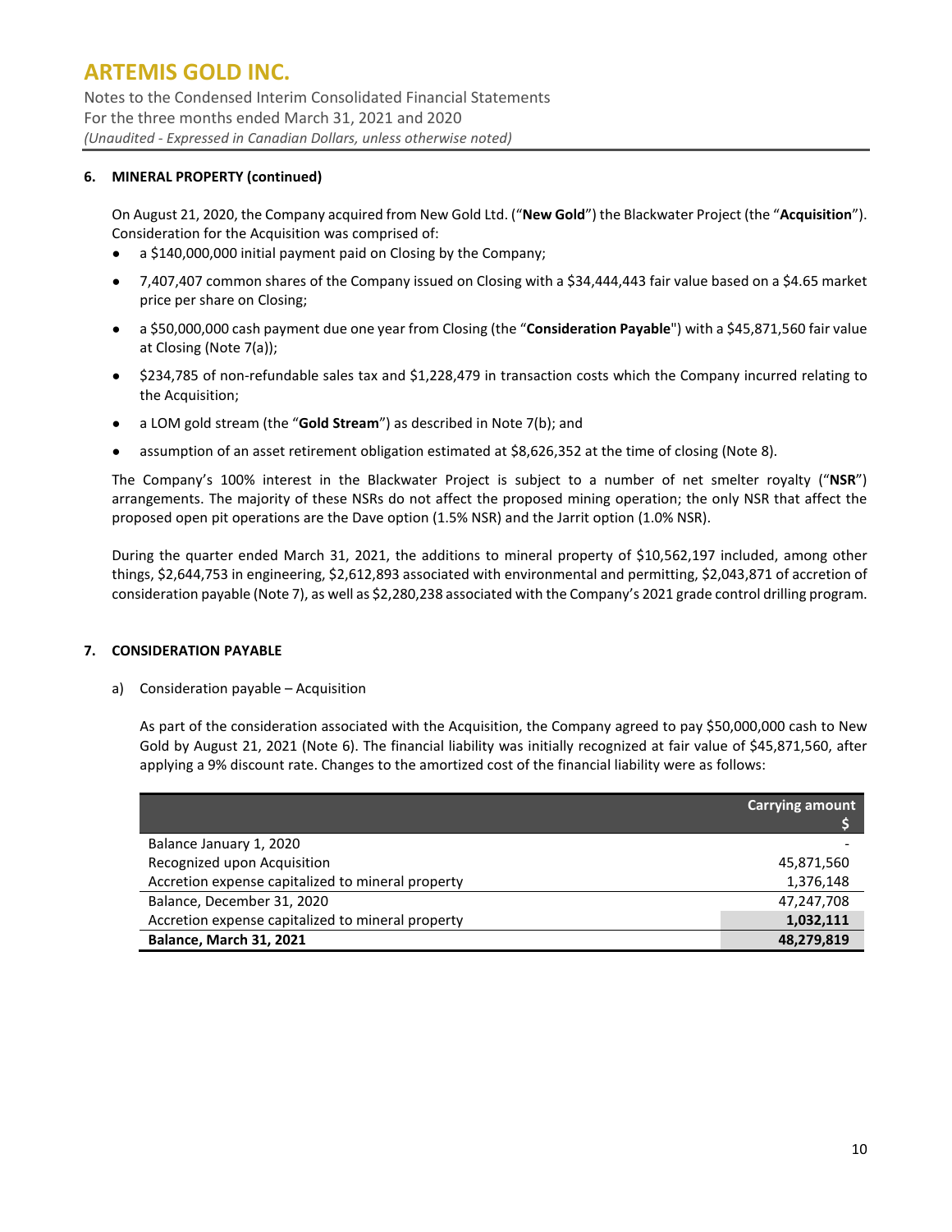## 6. MINERAL PROPERTY (continued)

On August 21, 2020, the Company acquired from New Gold Ltd. ("**New Gold**") the Blackwater Project (the "**Acquisition**"). Consideration for the Acquisition was comprised of:

- a $140,000,000 initial payment paid on Closing by the Company;
- 7,407,407 common shares of the Company issued on Closing with a $34,444,443 fair value based on a $4.65 market price per share on Closing;
- a $50,000,000 cash payment due one year from Closing (the "**Consideration Payable**") with a $45,871,560 fair value at Closing (Note 7(a));
- $234,785 of non-refundable sales tax and $1,228,479 in transaction costs which the Company incurred relating to the Acquisition;
- a LOM gold stream (the "**Gold Stream**") as described in Note 7(b); and
- assumption of an asset retirement obligation estimated at $8,626,352 at the time of closing (Note 8).

The Company's 100% interest in the Blackwater Project is subject to a number of net smelter royalty ("**NSR**") arrangements. The majority of these NSRs do not affect the proposed mining operation; the only NSR that affect the proposed open pit operations are the Dave option (1.5% NSR) and the Jarrit option (1.0% NSR).

During the quarter ended March 31, 2021, the additions to mineral property of $10,562,197 included, among other things, $2,644,753 in engineering, $2,612,893 associated with environmental and permitting, $2,043,871 of accretion of consideration payable (Note 7), as well as $2,280,238 associated with the Company's 2021 grade control drilling program.

## 7. CONSIDERATION PAYABLE

a) Consideration payable – Acquisition

As part of the consideration associated with the Acquisition, the Company agreed to pay $50,000,000 cash to New Gold by August 21, 2021 (Note 6). The financial liability was initially recognized at fair value of $45,871,560, after applying a 9% discount rate. Changes to the amortized cost of the financial liability were as follows:

| | Carrying amount $ |
|---|---|
| Balance January 1, 2020 | - |
| Recognized upon Acquisition | 45,871,560 |
| Accretion expense capitalized to mineral property | 1,376,148 |
| Balance, December 31, 2020 | 47,247,708 |
| Accretion expense capitalized to mineral property | **1,032,111** |
| **Balance, March 31, 2021** | **48,279,819** |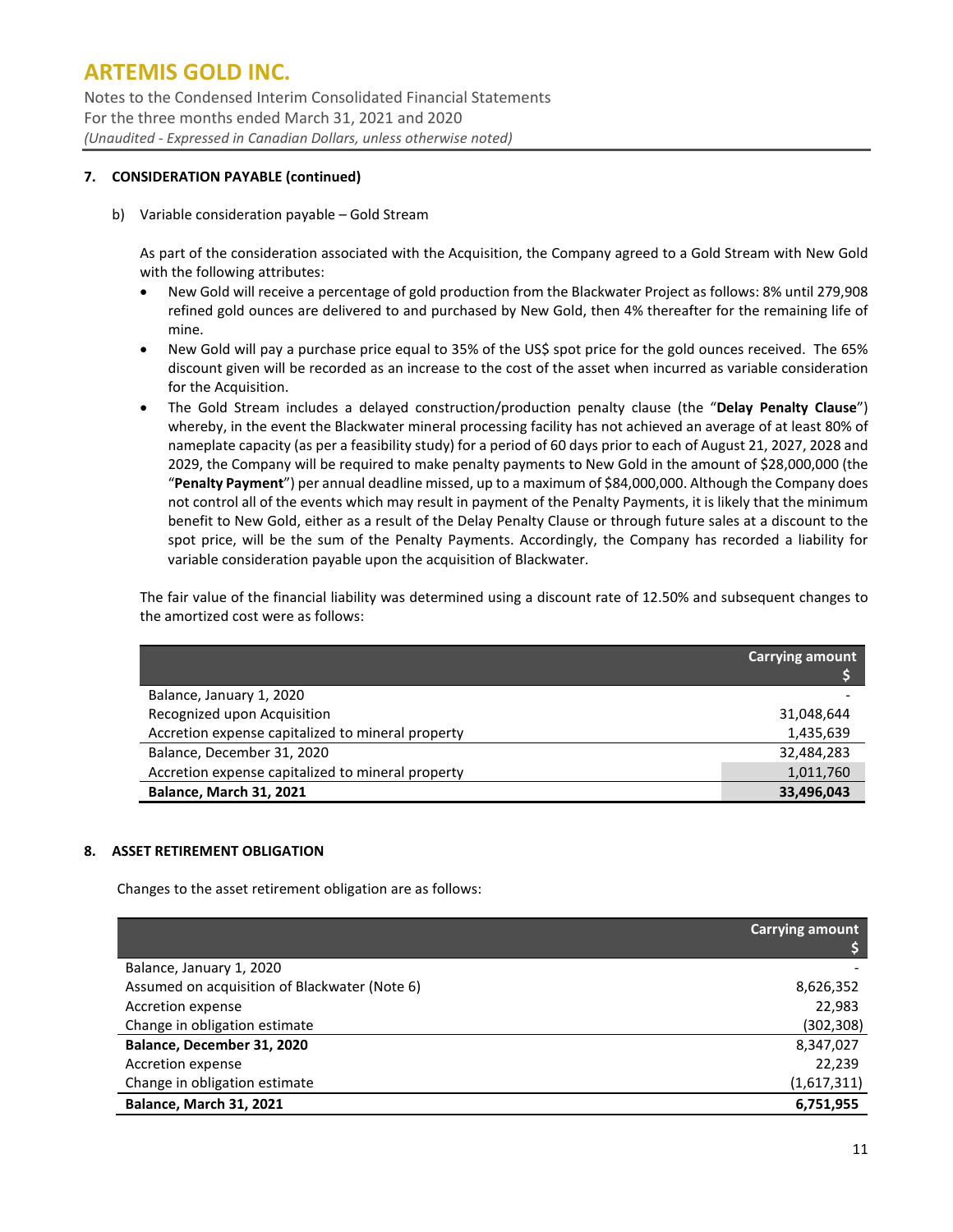## 7. CONSIDERATION PAYABLE (continued)

b) Variable consideration payable – Gold Stream

As part of the consideration associated with the Acquisition, the Company agreed to a Gold Stream with New Gold with the following attributes:

- New Gold will receive a percentage of gold production from the Blackwater Project as follows: 8% until 279,908 refined gold ounces are delivered to and purchased by New Gold, then 4% thereafter for the remaining life of mine.
- New Gold will pay a purchase price equal to 35% of the US$ spot price for the gold ounces received. The 65% discount given will be recorded as an increase to the cost of the asset when incurred as variable consideration for the Acquisition.
- The Gold Stream includes a delayed construction/production penalty clause (the "**Delay Penalty Clause**") whereby, in the event the Blackwater mineral processing facility has not achieved an average of at least 80% of nameplate capacity (as per a feasibility study) for a period of 60 days prior to each of August 21, 2027, 2028 and 2029, the Company will be required to make penalty payments to New Gold in the amount of $28,000,000 (the "**Penalty Payment**") per annual deadline missed, up to a maximum of $84,000,000. Although the Company does not control all of the events which may result in payment of the Penalty Payments, it is likely that the minimum benefit to New Gold, either as a result of the Delay Penalty Clause or through future sales at a discount to the spot price, will be the sum of the Penalty Payments. Accordingly, the Company has recorded a liability for variable consideration payable upon the acquisition of Blackwater.

The fair value of the financial liability was determined using a discount rate of 12.50% and subsequent changes to the amortized cost were as follows:

| | Carrying amount $ |
|---|---|
| Balance, January 1, 2020 | - |
| Recognized upon Acquisition | 31,048,644 |
| Accretion expense capitalized to mineral property | 1,435,639 |
| Balance, December 31, 2020 | 32,484,283 |
| Accretion expense capitalized to mineral property | 1,011,760 |
| **Balance, March 31, 2021** | **33,496,043** |

## 8. ASSET RETIREMENT OBLIGATION

Changes to the asset retirement obligation are as follows:

| | Carrying amount $ |
|---|---|
| Balance, January 1, 2020 | - |
| Assumed on acquisition of Blackwater (Note 6) | 8,626,352 |
| Accretion expense | 22,983 |
| Change in obligation estimate | (302,308) |
| **Balance, December 31, 2020** | 8,347,027 |
| Accretion expense | 22,239 |
| Change in obligation estimate | (1,617,311) |
| **Balance, March 31, 2021** | **6,751,955** |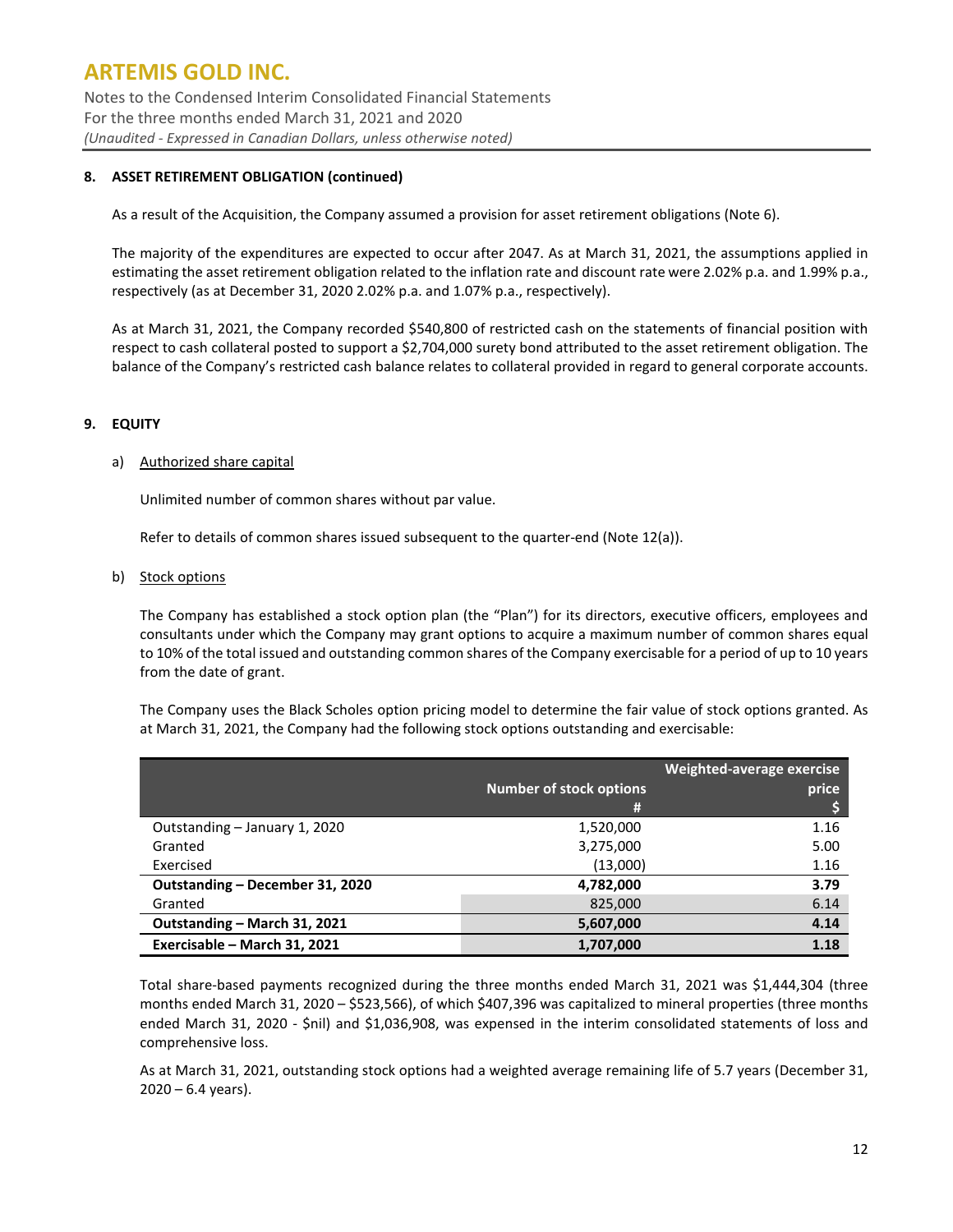### 8. ASSET RETIREMENT OBLIGATION (continued)

As a result of the Acquisition, the Company assumed a provision for asset retirement obligations (Note 6).

The majority of the expenditures are expected to occur after 2047. As at March 31, 2021, the assumptions applied in estimating the asset retirement obligation related to the inflation rate and discount rate were 2.02% p.a. and 1.99% p.a., respectively (as at December 31, 2020 2.02% p.a. and 1.07% p.a., respectively).

As at March 31, 2021, the Company recorded $540,800 of restricted cash on the statements of financial position with respect to cash collateral posted to support a $2,704,000 surety bond attributed to the asset retirement obligation. The balance of the Company's restricted cash balance relates to collateral provided in regard to general corporate accounts.

### 9. EQUITY

a) Authorized share capital

Unlimited number of common shares without par value.

Refer to details of common shares issued subsequent to the quarter-end (Note 12(a)).

b) Stock options

The Company has established a stock option plan (the "Plan") for its directors, executive officers, employees and consultants under which the Company may grant options to acquire a maximum number of common shares equal to 10% of the total issued and outstanding common shares of the Company exercisable for a period of up to 10 years from the date of grant.

The Company uses the Black Scholes option pricing model to determine the fair value of stock options granted. As at March 31, 2021, the Company had the following stock options outstanding and exercisable:

| | Number of stock options # | Weighted-average exercise price $ |
|---|---|---|
| Outstanding – January 1, 2020 | 1,520,000 | 1.16 |
| Granted | 3,275,000 | 5.00 |
| Exercised | (13,000) | 1.16 |
| **Outstanding – December 31, 2020** | **4,782,000** | **3.79** |
| Granted | 825,000 | 6.14 |
| **Outstanding – March 31, 2021** | **5,607,000** | **4.14** |
| **Exercisable – March 31, 2021** | **1,707,000** | **1.18** |

Total share-based payments recognized during the three months ended March 31, 2021 was $1,444,304 (three months ended March 31, 2020 – $523,566), of which $407,396 was capitalized to mineral properties (three months ended March 31, 2020 - $nil) and $1,036,908, was expensed in the interim consolidated statements of loss and comprehensive loss.

As at March 31, 2021, outstanding stock options had a weighted average remaining life of 5.7 years (December 31, 2020 – 6.4 years).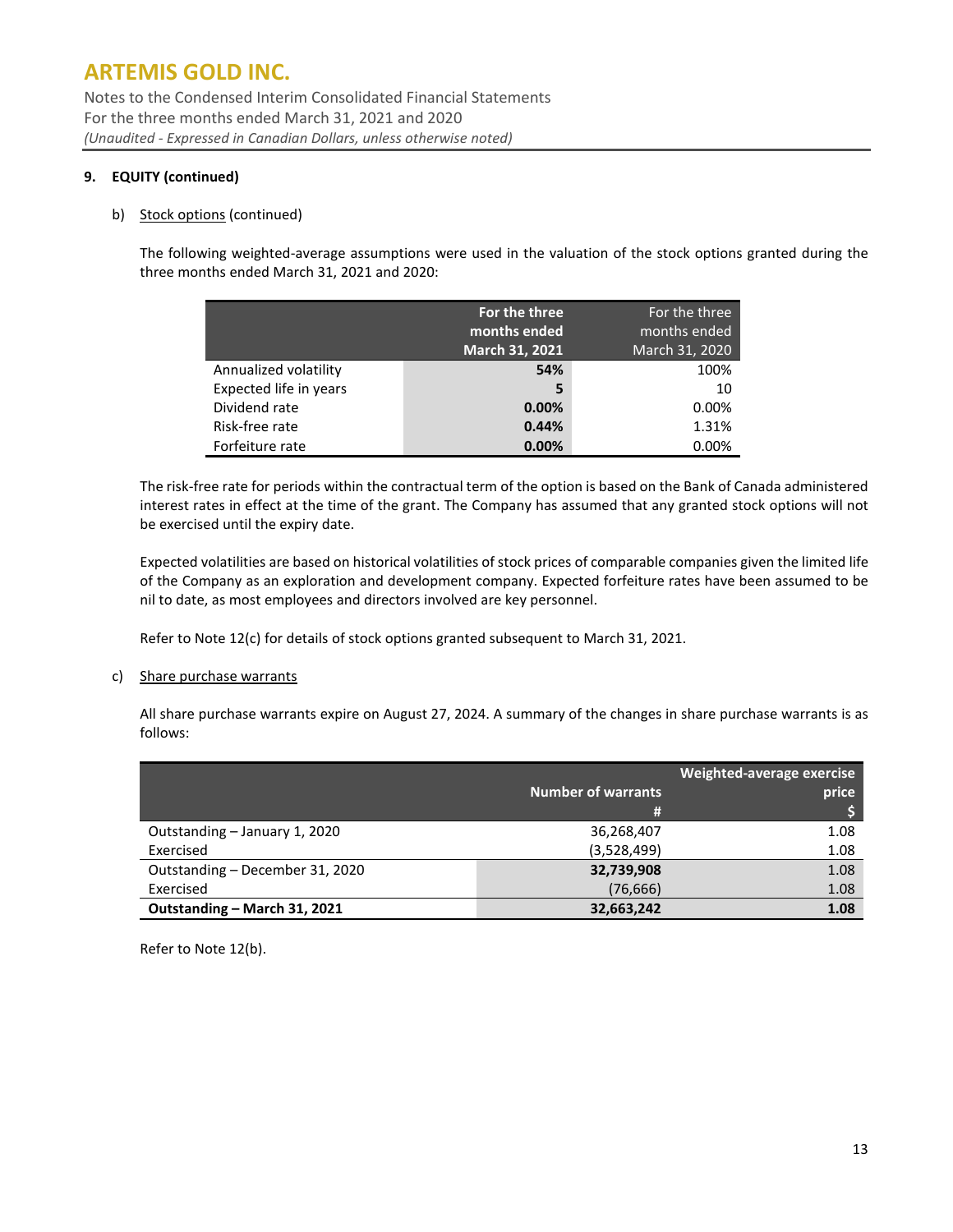# ARTEMIS GOLD INC.

Notes to the Condensed Interim Consolidated Financial Statements
For the three months ended March 31, 2021 and 2020
*(Unaudited - Expressed in Canadian Dollars, unless otherwise noted)*

**9. EQUITY (continued)**

b) Stock options (continued)

The following weighted-average assumptions were used in the valuation of the stock options granted during the three months ended March 31, 2021 and 2020:

| | **For the three months ended March 31, 2021** | For the three months ended March 31, 2020 |
|---|---|---|
| Annualized volatility | **54%** | 100% |
| Expected life in years | **5** | 10 |
| Dividend rate | **0.00%** | 0.00% |
| Risk-free rate | **0.44%** | 1.31% |
| Forfeiture rate | **0.00%** | 0.00% |

The risk-free rate for periods within the contractual term of the option is based on the Bank of Canada administered interest rates in effect at the time of the grant. The Company has assumed that any granted stock options will not be exercised until the expiry date.

Expected volatilities are based on historical volatilities of stock prices of comparable companies given the limited life of the Company as an exploration and development company. Expected forfeiture rates have been assumed to be nil to date, as most employees and directors involved are key personnel.

Refer to Note 12(c) for details of stock options granted subsequent to March 31, 2021.

c) Share purchase warrants

All share purchase warrants expire on August 27, 2024. A summary of the changes in share purchase warrants is as follows:

| | Number of warrants # | Weighted-average exercise price $ |
|---|---|---|
| Outstanding – January 1, 2020 | 36,268,407 | 1.08 |
| Exercised | (3,528,499) | 1.08 |
| Outstanding – December 31, 2020 | **32,739,908** | 1.08 |
| Exercised | (76,666) | 1.08 |
| **Outstanding – March 31, 2021** | **32,663,242** | **1.08** |

Refer to Note 12(b).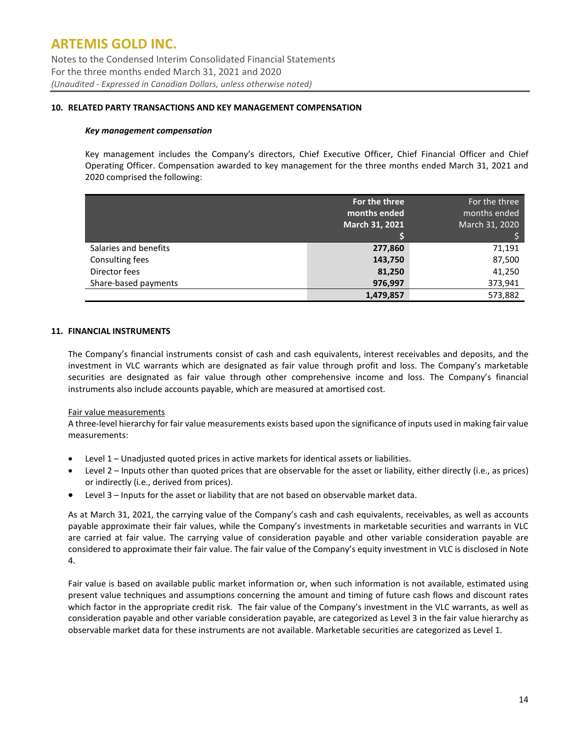## 10. RELATED PARTY TRANSACTIONS AND KEY MANAGEMENT COMPENSATION

***Key management compensation***

Key management includes the Company's directors, Chief Executive Officer, Chief Financial Officer and Chief Operating Officer. Compensation awarded to key management for the three months ended March 31, 2021 and 2020 comprised the following:

| | **For the three months ended March 31, 2021** **$** | For the three months ended March 31, 2020 $ |
|---|---|---|
| Salaries and benefits | **277,860** | 71,191 |
| Consulting fees | **143,750** | 87,500 |
| Director fees | **81,250** | 41,250 |
| Share-based payments | **976,997** | 373,941 |
| | **1,479,857** | 573,882 |

## 11. FINANCIAL INSTRUMENTS

The Company's financial instruments consist of cash and cash equivalents, interest receivables and deposits, and the investment in VLC warrants which are designated as fair value through profit and loss. The Company's marketable securities are designated as fair value through other comprehensive income and loss. The Company's financial instruments also include accounts payable, which are measured at amortised cost.

Fair value measurements

A three-level hierarchy for fair value measurements exists based upon the significance of inputs used in making fair value measurements:

- Level 1 – Unadjusted quoted prices in active markets for identical assets or liabilities.
- Level 2 – Inputs other than quoted prices that are observable for the asset or liability, either directly (i.e., as prices) or indirectly (i.e., derived from prices).
- Level 3 – Inputs for the asset or liability that are not based on observable market data.

As at March 31, 2021, the carrying value of the Company's cash and cash equivalents, receivables, as well as accounts payable approximate their fair values, while the Company's investments in marketable securities and warrants in VLC are carried at fair value. The carrying value of consideration payable and other variable consideration payable are considered to approximate their fair value. The fair value of the Company's equity investment in VLC is disclosed in Note 4.

Fair value is based on available public market information or, when such information is not available, estimated using present value techniques and assumptions concerning the amount and timing of future cash flows and discount rates which factor in the appropriate credit risk. The fair value of the Company's investment in the VLC warrants, as well as consideration payable and other variable consideration payable, are categorized as Level 3 in the fair value hierarchy as observable market data for these instruments are not available. Marketable securities are categorized as Level 1.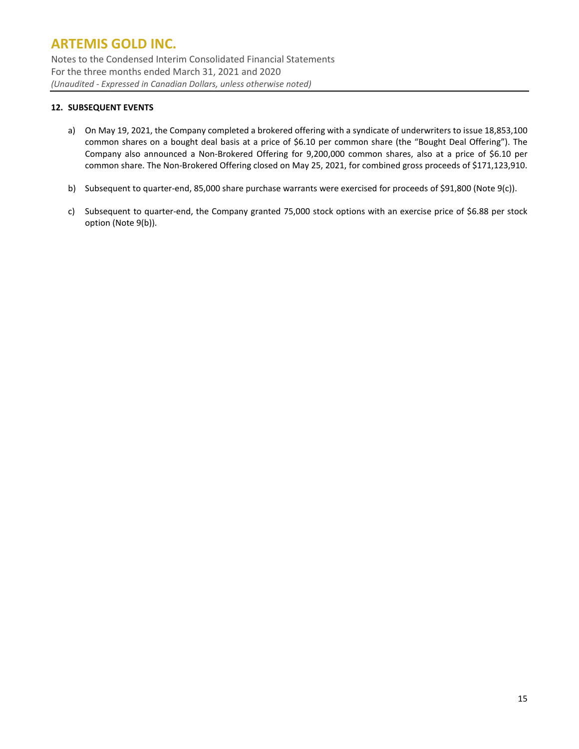## 12. SUBSEQUENT EVENTS

a) On May 19, 2021, the Company completed a brokered offering with a syndicate of underwriters to issue 18,853,100 common shares on a bought deal basis at a price of $6.10 per common share (the "Bought Deal Offering"). The Company also announced a Non-Brokered Offering for 9,200,000 common shares, also at a price of $6.10 per common share. The Non-Brokered Offering closed on May 25, 2021, for combined gross proceeds of $171,123,910.

b) Subsequent to quarter-end, 85,000 share purchase warrants were exercised for proceeds of $91,800 (Note 9(c)).

c) Subsequent to quarter-end, the Company granted 75,000 stock options with an exercise price of $6.88 per stock option (Note 9(b)).